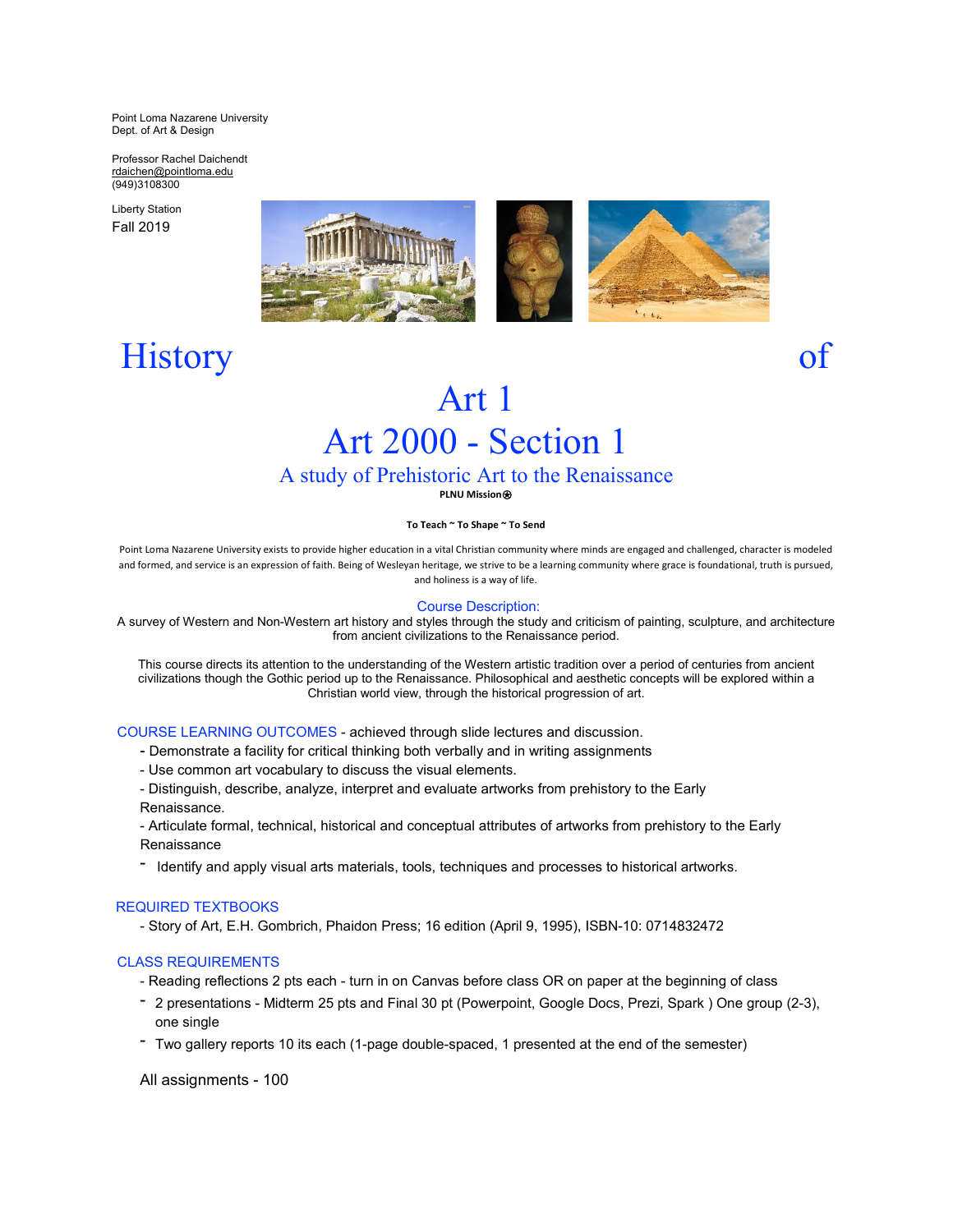Point Loma Nazarene University
Dept. of Art & Design

Professor Rachel Daichendt
rdaichen@pointloma.edu
(949)3108300

Liberty Station
Fall 2019

# History of Art 1
# Art 2000 - Section 1
## A study of Prehistoric Art to the Renaissance

**PLNU Mission**

**To Teach ~ To Shape ~ To Send**

Point Loma Nazarene University exists to provide higher education in a vital Christian community where minds are engaged and challenged, character is modeled and formed, and service is an expression of faith. Being of Wesleyan heritage, we strive to be a learning community where grace is foundational, truth is pursued, and holiness is a way of life.

### Course Description:

A survey of Western and Non-Western art history and styles through the study and criticism of painting, sculpture, and architecture from ancient civilizations to the Renaissance period.

This course directs its attention to the understanding of the Western artistic tradition over a period of centuries from ancient civilizations though the Gothic period up to the Renaissance. Philosophical and aesthetic concepts will be explored within a Christian world view, through the historical progression of art.

### COURSE LEARNING OUTCOMES - achieved through slide lectures and discussion.

- Demonstrate a facility for critical thinking both verbally and in writing assignments
- Use common art vocabulary to discuss the visual elements.
- Distinguish, describe, analyze, interpret and evaluate artworks from prehistory to the Early Renaissance.
- Articulate formal, technical, historical and conceptual attributes of artworks from prehistory to the Early Renaissance
- Identify and apply visual arts materials, tools, techniques and processes to historical artworks.

### REQUIRED TEXTBOOKS

- Story of Art, E.H. Gombrich, Phaidon Press; 16 edition (April 9, 1995), ISBN-10: 0714832472

### CLASS REQUIREMENTS

- Reading reflections 2 pts each - turn in on Canvas before class OR on paper at the beginning of class
- 2 presentations - Midterm 25 pts and Final 30 pt (Powerpoint, Google Docs, Prezi, Spark ) One group (2-3), one single
- Two gallery reports 10 its each (1-page double-spaced, 1 presented at the end of the semester)

All assignments - 100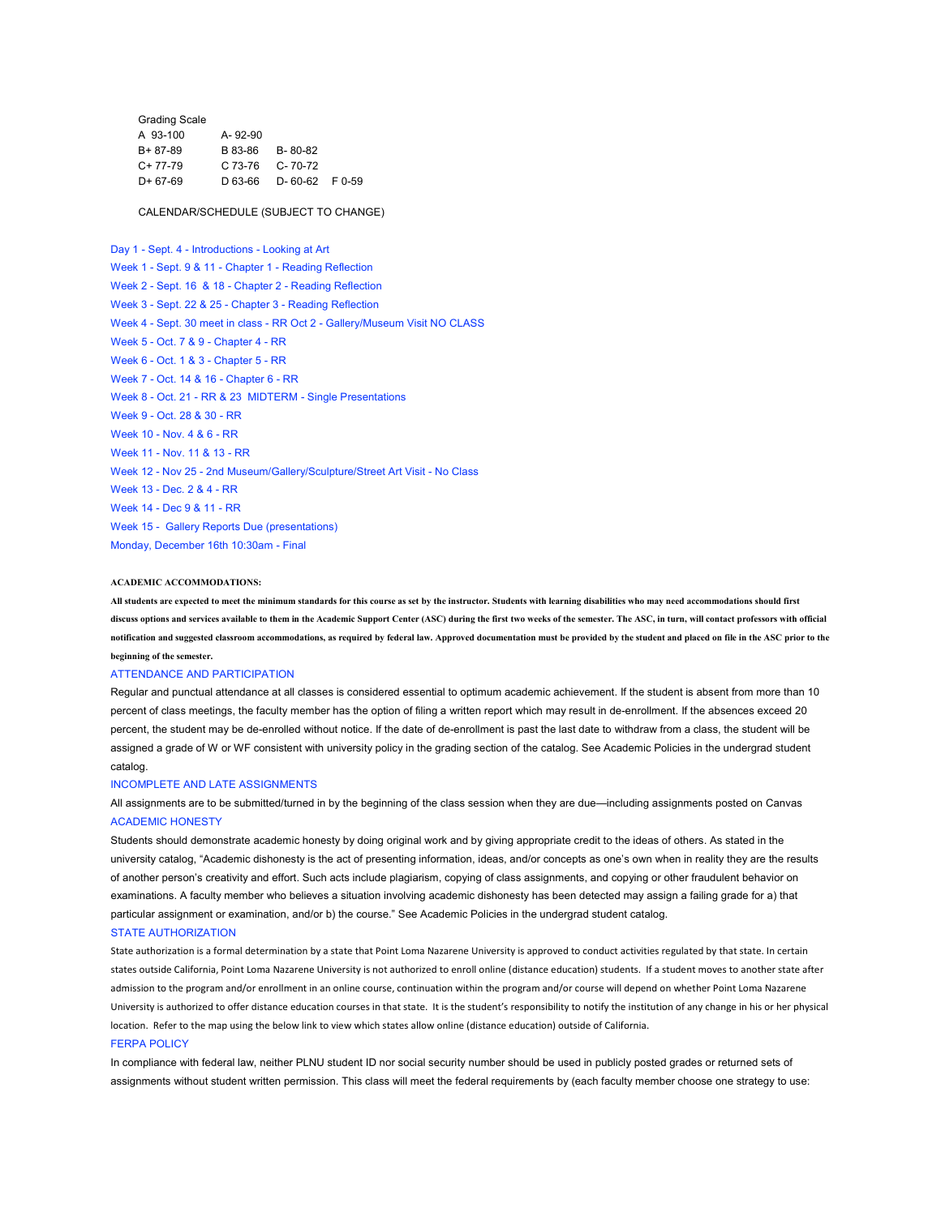Grading Scale

| | | | |
|---|---|---|---|
| A 93-100 | A- 92-90 | | |
| B+ 87-89 | B 83-86 | B- 80-82 | |
| C+ 77-79 | C 73-76 | C- 70-72 | |
| D+ 67-69 | D 63-66 | D- 60-62 | F 0-59 |

CALENDAR/SCHEDULE (SUBJECT TO CHANGE)

Day 1 - Sept. 4 - Introductions - Looking at Art
Week 1 - Sept. 9 & 11 - Chapter 1 - Reading Reflection
Week 2 - Sept. 16 & 18 - Chapter 2 - Reading Reflection
Week 3 - Sept. 22 & 25 - Chapter 3 - Reading Reflection
Week 4 - Sept. 30 meet in class - RR Oct 2 - Gallery/Museum Visit NO CLASS
Week 5 - Oct. 7 & 9 - Chapter 4 - RR
Week 6 - Oct. 1 & 3 - Chapter 5 - RR
Week 7 - Oct. 14 & 16 - Chapter 6 - RR
Week 8 - Oct. 21 - RR & 23 MIDTERM - Single Presentations
Week 9 - Oct. 28 & 30 - RR
Week 10 - Nov. 4 & 6 - RR
Week 11 - Nov. 11 & 13 - RR
Week 12 - Nov 25 - 2nd Museum/Gallery/Sculpture/Street Art Visit - No Class
Week 13 - Dec. 2 & 4 - RR
Week 14 - Dec 9 & 11 - RR
Week 15 - Gallery Reports Due (presentations)
Monday, December 16th 10:30am - Final

**ACADEMIC ACCOMMODATIONS:**

**All students are expected to meet the minimum standards for this course as set by the instructor. Students with learning disabilities who may need accommodations should first discuss options and services available to them in the Academic Support Center (ASC) during the first two weeks of the semester. The ASC, in turn, will contact professors with official notification and suggested classroom accommodations, as required by federal law. Approved documentation must be provided by the student and placed on file in the ASC prior to the beginning of the semester.**

ATTENDANCE AND PARTICIPATION

Regular and punctual attendance at all classes is considered essential to optimum academic achievement. If the student is absent from more than 10 percent of class meetings, the faculty member has the option of filing a written report which may result in de-enrollment. If the absences exceed 20 percent, the student may be de-enrolled without notice. If the date of de-enrollment is past the last date to withdraw from a class, the student will be assigned a grade of W or WF consistent with university policy in the grading section of the catalog. See Academic Policies in the undergrad student catalog.

INCOMPLETE AND LATE ASSIGNMENTS

All assignments are to be submitted/turned in by the beginning of the class session when they are due—including assignments posted on Canvas

ACADEMIC HONESTY

Students should demonstrate academic honesty by doing original work and by giving appropriate credit to the ideas of others. As stated in the university catalog, "Academic dishonesty is the act of presenting information, ideas, and/or concepts as one's own when in reality they are the results of another person's creativity and effort. Such acts include plagiarism, copying of class assignments, and copying or other fraudulent behavior on examinations. A faculty member who believes a situation involving academic dishonesty has been detected may assign a failing grade for a) that particular assignment or examination, and/or b) the course." See Academic Policies in the undergrad student catalog.

STATE AUTHORIZATION

State authorization is a formal determination by a state that Point Loma Nazarene University is approved to conduct activities regulated by that state. In certain states outside California, Point Loma Nazarene University is not authorized to enroll online (distance education) students. If a student moves to another state after admission to the program and/or enrollment in an online course, continuation within the program and/or course will depend on whether Point Loma Nazarene University is authorized to offer distance education courses in that state. It is the student's responsibility to notify the institution of any change in his or her physical location. Refer to the map using the below link to view which states allow online (distance education) outside of California.

FERPA POLICY

In compliance with federal law, neither PLNU student ID nor social security number should be used in publicly posted grades or returned sets of assignments without student written permission. This class will meet the federal requirements by (each faculty member choose one strategy to use: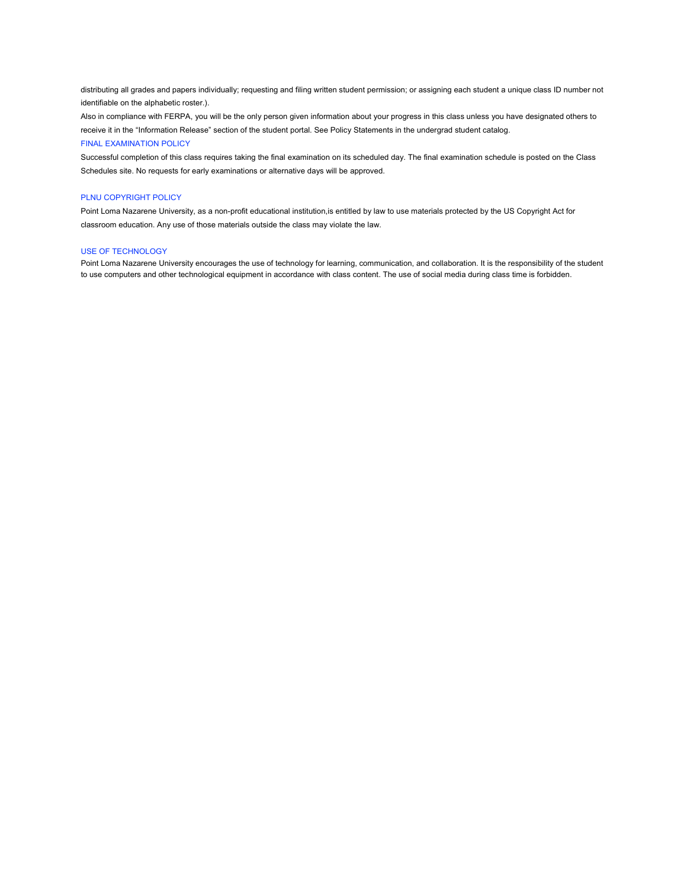distributing all grades and papers individually; requesting and filing written student permission; or assigning each student a unique class ID number not identifiable on the alphabetic roster.).

Also in compliance with FERPA, you will be the only person given information about your progress in this class unless you have designated others to receive it in the "Information Release" section of the student portal. See Policy Statements in the undergrad student catalog.

### FINAL EXAMINATION POLICY

Successful completion of this class requires taking the final examination on its scheduled day. The final examination schedule is posted on the Class Schedules site. No requests for early examinations or alternative days will be approved.

### PLNU COPYRIGHT POLICY

Point Loma Nazarene University, as a non-profit educational institution,is entitled by law to use materials protected by the US Copyright Act for classroom education. Any use of those materials outside the class may violate the law.

### USE OF TECHNOLOGY

Point Loma Nazarene University encourages the use of technology for learning, communication, and collaboration. It is the responsibility of the student to use computers and other technological equipment in accordance with class content. The use of social media during class time is forbidden.